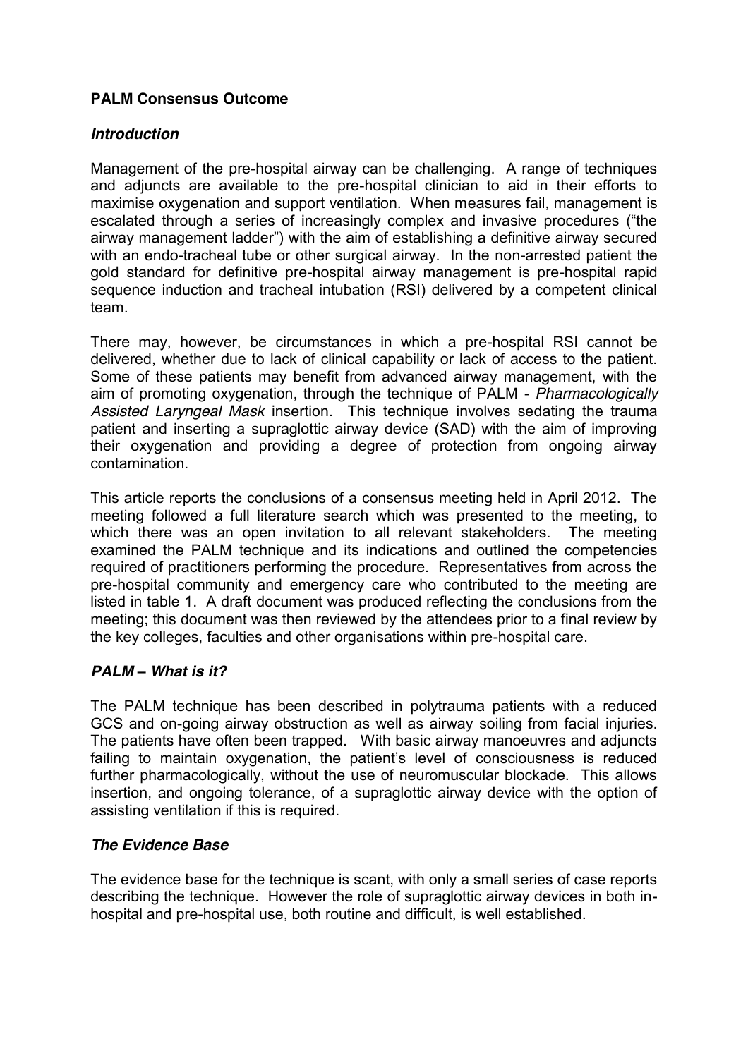**PALM Consensus Outcome**

***Introduction***

Management of the pre-hospital airway can be challenging. A range of techniques and adjuncts are available to the pre-hospital clinician to aid in their efforts to maximise oxygenation and support ventilation. When measures fail, management is escalated through a series of increasingly complex and invasive procedures ("the airway management ladder") with the aim of establishing a definitive airway secured with an endo-tracheal tube or other surgical airway. In the non-arrested patient the gold standard for definitive pre-hospital airway management is pre-hospital rapid sequence induction and tracheal intubation (RSI) delivered by a competent clinical team.

There may, however, be circumstances in which a pre-hospital RSI cannot be delivered, whether due to lack of clinical capability or lack of access to the patient. Some of these patients may benefit from advanced airway management, with the aim of promoting oxygenation, through the technique of PALM - *Pharmacologically Assisted Laryngeal Mask* insertion. This technique involves sedating the trauma patient and inserting a supraglottic airway device (SAD) with the aim of improving their oxygenation and providing a degree of protection from ongoing airway contamination.

This article reports the conclusions of a consensus meeting held in April 2012. The meeting followed a full literature search which was presented to the meeting, to which there was an open invitation to all relevant stakeholders. The meeting examined the PALM technique and its indications and outlined the competencies required of practitioners performing the procedure. Representatives from across the pre-hospital community and emergency care who contributed to the meeting are listed in table 1. A draft document was produced reflecting the conclusions from the meeting; this document was then reviewed by the attendees prior to a final review by the key colleges, faculties and other organisations within pre-hospital care.

***PALM – What is it?***

The PALM technique has been described in polytrauma patients with a reduced GCS and on-going airway obstruction as well as airway soiling from facial injuries. The patients have often been trapped. With basic airway manoeuvres and adjuncts failing to maintain oxygenation, the patient's level of consciousness is reduced further pharmacologically, without the use of neuromuscular blockade. This allows insertion, and ongoing tolerance, of a supraglottic airway device with the option of assisting ventilation if this is required.

***The Evidence Base***

The evidence base for the technique is scant, with only a small series of case reports describing the technique. However the role of supraglottic airway devices in both in-hospital and pre-hospital use, both routine and difficult, is well established.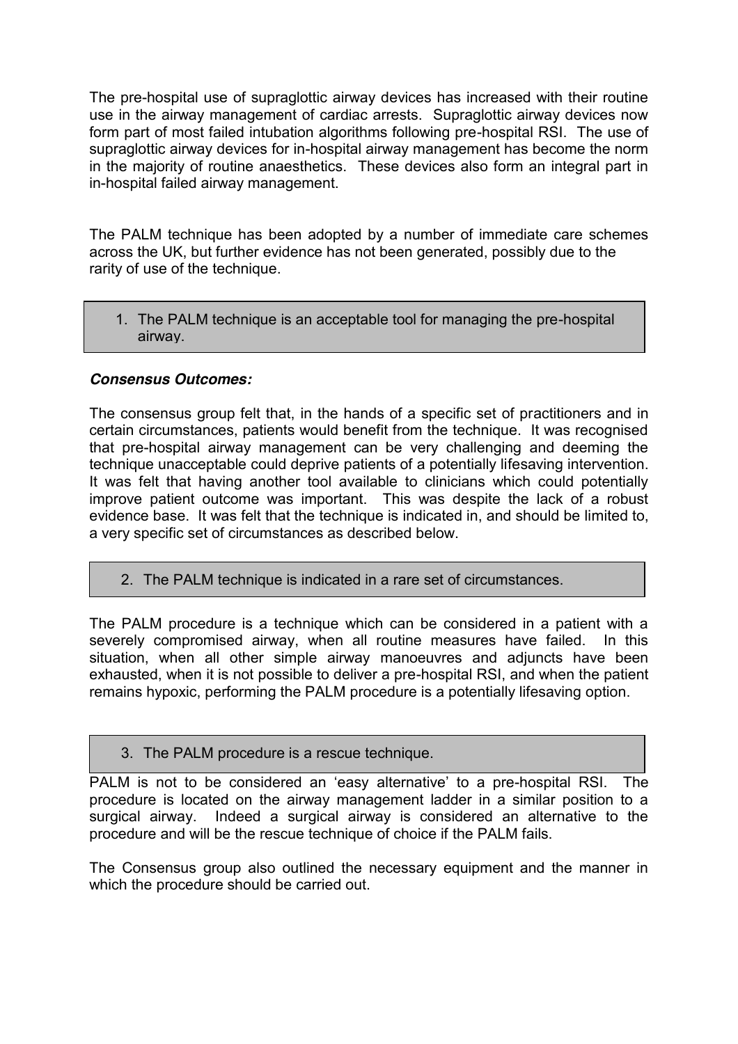The pre-hospital use of supraglottic airway devices has increased with their routine use in the airway management of cardiac arrests. Supraglottic airway devices now form part of most failed intubation algorithms following pre-hospital RSI. The use of supraglottic airway devices for in-hospital airway management has become the norm in the majority of routine anaesthetics. These devices also form an integral part in in-hospital failed airway management.

The PALM technique has been adopted by a number of immediate care schemes across the UK, but further evidence has not been generated, possibly due to the rarity of use of the technique.

> 1. The PALM technique is an acceptable tool for managing the pre-hospital airway.

***Consensus Outcomes:***

The consensus group felt that, in the hands of a specific set of practitioners and in certain circumstances, patients would benefit from the technique. It was recognised that pre-hospital airway management can be very challenging and deeming the technique unacceptable could deprive patients of a potentially lifesaving intervention. It was felt that having another tool available to clinicians which could potentially improve patient outcome was important. This was despite the lack of a robust evidence base. It was felt that the technique is indicated in, and should be limited to, a very specific set of circumstances as described below.

> 2. The PALM technique is indicated in a rare set of circumstances.

The PALM procedure is a technique which can be considered in a patient with a severely compromised airway, when all routine measures have failed. In this situation, when all other simple airway manoeuvres and adjuncts have been exhausted, when it is not possible to deliver a pre-hospital RSI, and when the patient remains hypoxic, performing the PALM procedure is a potentially lifesaving option.

> 3. The PALM procedure is a rescue technique.

PALM is not to be considered an 'easy alternative' to a pre-hospital RSI. The procedure is located on the airway management ladder in a similar position to a surgical airway. Indeed a surgical airway is considered an alternative to the procedure and will be the rescue technique of choice if the PALM fails.

The Consensus group also outlined the necessary equipment and the manner in which the procedure should be carried out.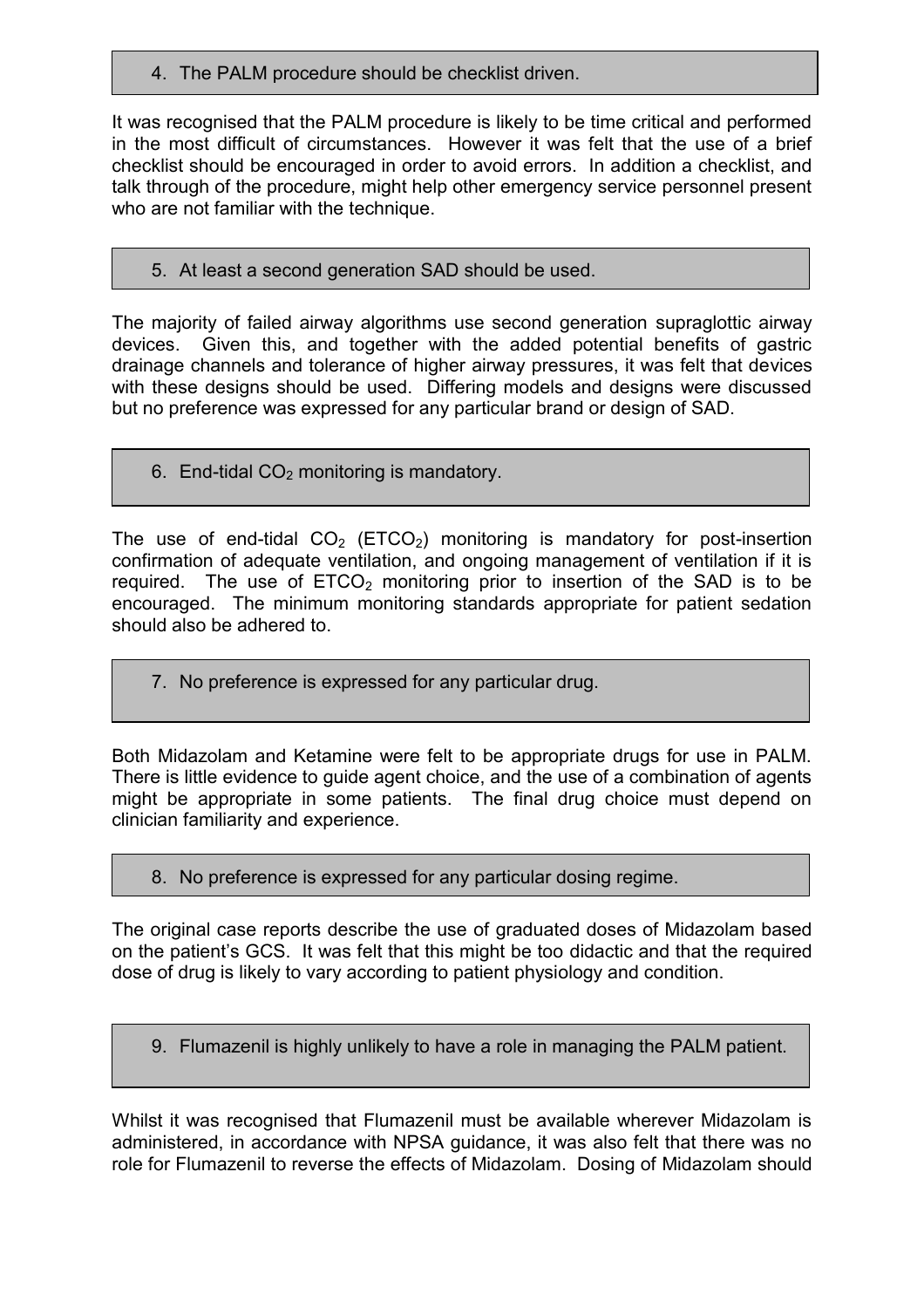**4. The PALM procedure should be checklist driven.**

It was recognised that the PALM procedure is likely to be time critical and performed in the most difficult of circumstances. However it was felt that the use of a brief checklist should be encouraged in order to avoid errors. In addition a checklist, and talk through of the procedure, might help other emergency service personnel present who are not familiar with the technique.

**5. At least a second generation SAD should be used.**

The majority of failed airway algorithms use second generation supraglottic airway devices. Given this, and together with the added potential benefits of gastric drainage channels and tolerance of higher airway pressures, it was felt that devices with these designs should be used. Differing models and designs were discussed but no preference was expressed for any particular brand or design of SAD.

**6. End-tidal $CO_2$ monitoring is mandatory.**

The use of end-tidal $CO_2$ ($ETCO_2$) monitoring is mandatory for post-insertion confirmation of adequate ventilation, and ongoing management of ventilation if it is required. The use of $ETCO_2$ monitoring prior to insertion of the SAD is to be encouraged. The minimum monitoring standards appropriate for patient sedation should also be adhered to.

**7. No preference is expressed for any particular drug.**

Both Midazolam and Ketamine were felt to be appropriate drugs for use in PALM. There is little evidence to guide agent choice, and the use of a combination of agents might be appropriate in some patients. The final drug choice must depend on clinician familiarity and experience.

**8. No preference is expressed for any particular dosing regime.**

The original case reports describe the use of graduated doses of Midazolam based on the patient's GCS. It was felt that this might be too didactic and that the required dose of drug is likely to vary according to patient physiology and condition.

**9. Flumazenil is highly unlikely to have a role in managing the PALM patient.**

Whilst it was recognised that Flumazenil must be available wherever Midazolam is administered, in accordance with NPSA guidance, it was also felt that there was no role for Flumazenil to reverse the effects of Midazolam. Dosing of Midazolam should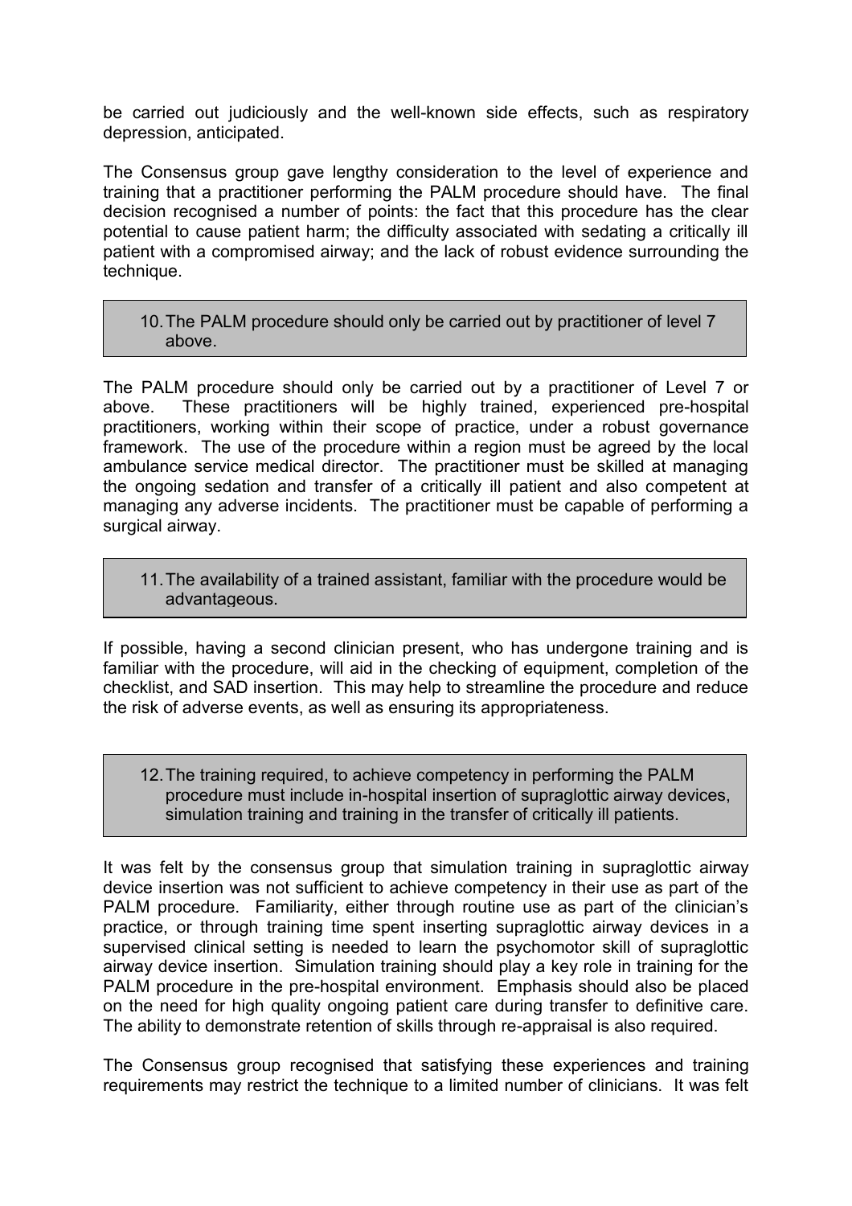be carried out judiciously and the well-known side effects, such as respiratory depression, anticipated.

The Consensus group gave lengthy consideration to the level of experience and training that a practitioner performing the PALM procedure should have. The final decision recognised a number of points: the fact that this procedure has the clear potential to cause patient harm; the difficulty associated with sedating a critically ill patient with a compromised airway; and the lack of robust evidence surrounding the technique.

> 10. The PALM procedure should only be carried out by practitioner of level 7 above.

The PALM procedure should only be carried out by a practitioner of Level 7 or above. These practitioners will be highly trained, experienced pre-hospital practitioners, working within their scope of practice, under a robust governance framework. The use of the procedure within a region must be agreed by the local ambulance service medical director. The practitioner must be skilled at managing the ongoing sedation and transfer of a critically ill patient and also competent at managing any adverse incidents. The practitioner must be capable of performing a surgical airway.

> 11. The availability of a trained assistant, familiar with the procedure would be advantageous.

If possible, having a second clinician present, who has undergone training and is familiar with the procedure, will aid in the checking of equipment, completion of the checklist, and SAD insertion. This may help to streamline the procedure and reduce the risk of adverse events, as well as ensuring its appropriateness.

> 12. The training required, to achieve competency in performing the PALM procedure must include in-hospital insertion of supraglottic airway devices, simulation training and training in the transfer of critically ill patients.

It was felt by the consensus group that simulation training in supraglottic airway device insertion was not sufficient to achieve competency in their use as part of the PALM procedure. Familiarity, either through routine use as part of the clinician's practice, or through training time spent inserting supraglottic airway devices in a supervised clinical setting is needed to learn the psychomotor skill of supraglottic airway device insertion. Simulation training should play a key role in training for the PALM procedure in the pre-hospital environment. Emphasis should also be placed on the need for high quality ongoing patient care during transfer to definitive care. The ability to demonstrate retention of skills through re-appraisal is also required.

The Consensus group recognised that satisfying these experiences and training requirements may restrict the technique to a limited number of clinicians. It was felt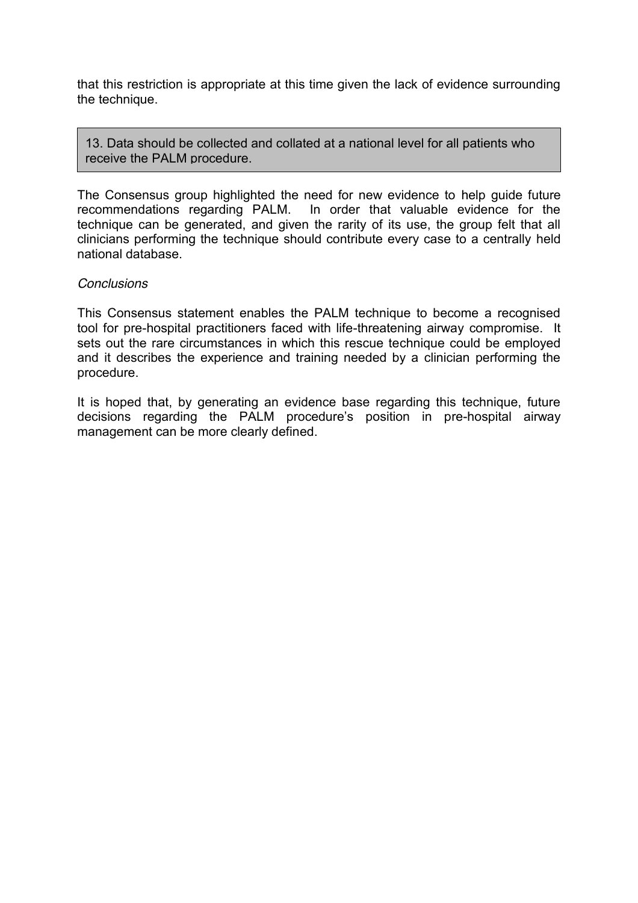that this restriction is appropriate at this time given the lack of evidence surrounding the technique.

> 13. Data should be collected and collated at a national level for all patients who receive the PALM procedure.

The Consensus group highlighted the need for new evidence to help guide future recommendations regarding PALM. In order that valuable evidence for the technique can be generated, and given the rarity of its use, the group felt that all clinicians performing the technique should contribute every case to a centrally held national database.

*Conclusions*

This Consensus statement enables the PALM technique to become a recognised tool for pre-hospital practitioners faced with life-threatening airway compromise. It sets out the rare circumstances in which this rescue technique could be employed and it describes the experience and training needed by a clinician performing the procedure.

It is hoped that, by generating an evidence base regarding this technique, future decisions regarding the PALM procedure's position in pre-hospital airway management can be more clearly defined.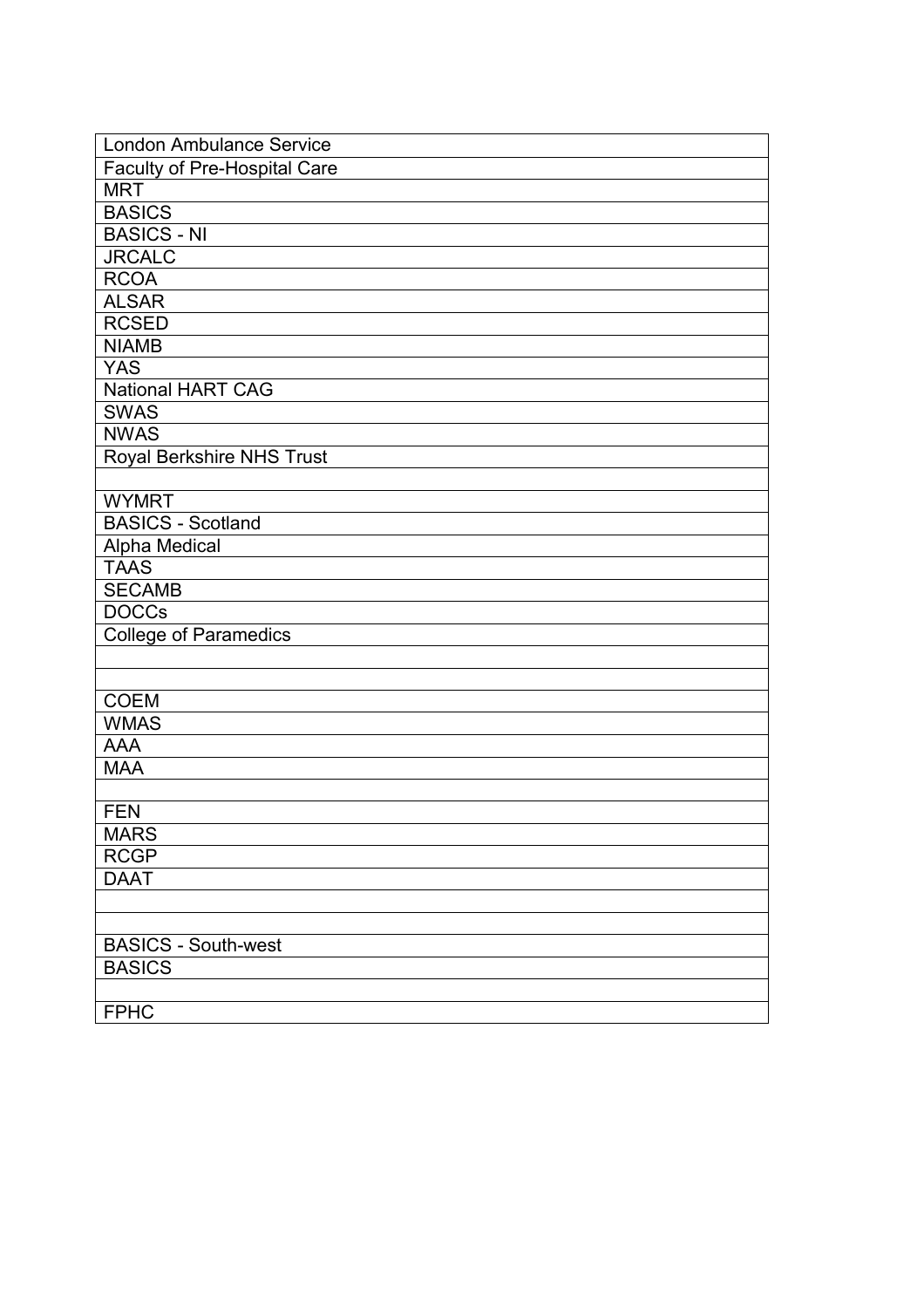| |
|---|
| London Ambulance Service |
| Faculty of Pre-Hospital Care |
| MRT |
| BASICS |
| BASICS - NI |
| JRCALC |
| RCOA |
| ALSAR |
| RCSED |
| NIAMB |
| YAS |
| National HART CAG |
| SWAS |
| NWAS |
| Royal Berkshire NHS Trust |
| |
| WYMRT |
| BASICS - Scotland |
| Alpha Medical |
| TAAS |
| SECAMB |
| DOCCs |
| College of Paramedics |
| |
| |
| COEM |
| WMAS |
| AAA |
| MAA |
| |
| FEN |
| MARS |
| RCGP |
| DAAT |
| |
| |
| BASICS - South-west |
| BASICS |
| |
| FPHC |